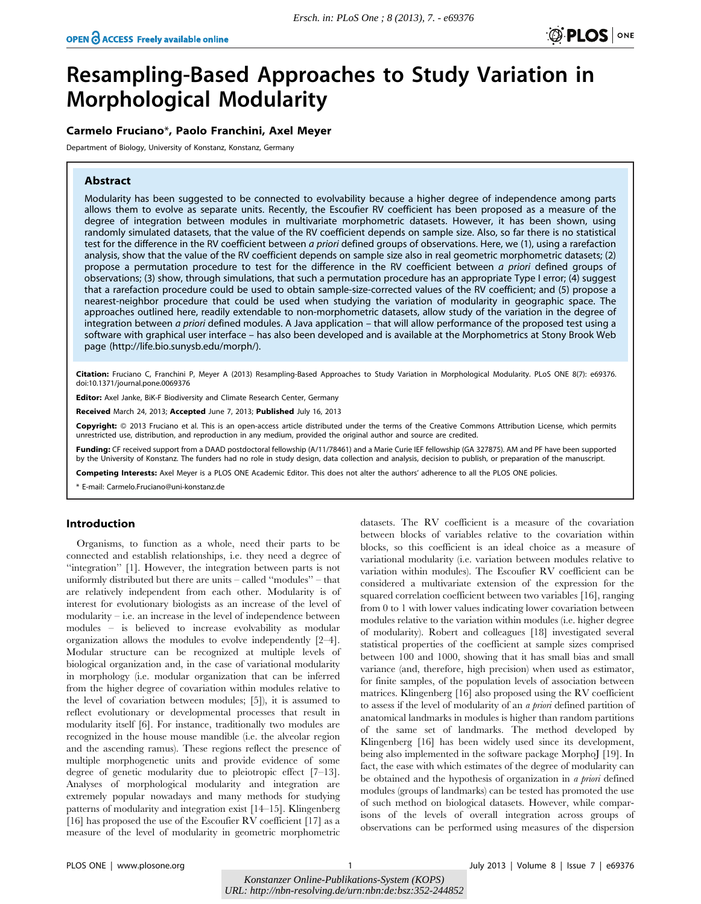# Resampling-Based Approaches to Study Variation in Morphological Modularity

**Carmelo Fruciano*, Paolo Franchini, Axel Meyer**

Department of Biology, University of Konstanz, Konstanz, Germany

## Abstract

Modularity has been suggested to be connected to evolvability because a higher degree of independence among parts allows them to evolve as separate units. Recently, the Escoufier RV coefficient has been proposed as a measure of the degree of integration between modules in multivariate morphometric datasets. However, it has been shown, using randomly simulated datasets, that the value of the RV coefficient depends on sample size. Also, so far there is no statistical test for the difference in the RV coefficient between *a priori* defined groups of observations. Here, we (1), using a rarefaction analysis, show that the value of the RV coefficient depends on sample size also in real geometric morphometric datasets; (2) propose a permutation procedure to test for the difference in the RV coefficient between *a priori* defined groups of observations; (3) show, through simulations, that such a permutation procedure has an appropriate Type I error; (4) suggest that a rarefaction procedure could be used to obtain sample-size-corrected values of the RV coefficient; and (5) propose a nearest-neighbor procedure that could be used when studying the variation of modularity in geographic space. The approaches outlined here, readily extendable to non-morphometric datasets, allow study of the variation in the degree of integration between *a priori* defined modules. A Java application – that will allow performance of the proposed test using a software with graphical user interface – has also been developed and is available at the Morphometrics at Stony Brook Web page (http://life.bio.sunysb.edu/morph/).

**Citation:** Fruciano C, Franchini P, Meyer A (2013) Resampling-Based Approaches to Study Variation in Morphological Modularity. PLoS ONE 8(7): e69376. doi:10.1371/journal.pone.0069376

**Editor:** Axel Janke, BiK-F Biodiversity and Climate Research Center, Germany

**Received** March 24, 2013; **Accepted** June 7, 2013; **Published** July 16, 2013

**Copyright:** © 2013 Fruciano et al. This is an open-access article distributed under the terms of the Creative Commons Attribution License, which permits unrestricted use, distribution, and reproduction in any medium, provided the original author and source are credited.

**Funding:** CF received support from a DAAD postdoctoral fellowship (A/11/78461) and a Marie Curie IEF fellowship (GA 327875). AM and PF have been supported by the University of Konstanz. The funders had no role in study design, data collection and analysis, decision to publish, or preparation of the manuscript.

**Competing Interests:** Axel Meyer is a PLOS ONE Academic Editor. This does not alter the authors' adherence to all the PLOS ONE policies.

* E-mail: Carmelo.Fruciano@uni-konstanz.de

## Introduction

Organisms, to function as a whole, need their parts to be connected and establish relationships, i.e. they need a degree of "integration" [1]. However, the integration between parts is not uniformly distributed but there are units – called "modules" – that are relatively independent from each other. Modularity is of interest for evolutionary biologists as an increase of the level of modularity – i.e. an increase in the level of independence between modules – is believed to increase evolvability as modular organization allows the modules to evolve independently [2–4]. Modular structure can be recognized at multiple levels of biological organization and, in the case of variational modularity in morphology (i.e. modular organization that can be inferred from the higher degree of covariation within modules relative to the level of covariation between modules; [5]), it is assumed to reflect evolutionary or developmental processes that result in modularity itself [6]. For instance, traditionally two modules are recognized in the house mouse mandible (i.e. the alveolar region and the ascending ramus). These regions reflect the presence of multiple morphogenetic units and provide evidence of some degree of genetic modularity due to pleiotropic effect [7–13]. Analyses of morphological modularity and integration are extremely popular nowadays and many methods for studying patterns of modularity and integration exist [14–15]. Klingenberg [16] has proposed the use of the Escoufier RV coefficient [17] as a measure of the level of modularity in geometric morphometric datasets. The RV coefficient is a measure of the covariation between blocks of variables relative to the covariation within blocks, so this coefficient is an ideal choice as a measure of variational modularity (i.e. variation between modules relative to variation within modules). The Escoufier RV coefficient can be considered a multivariate extension of the expression for the squared correlation coefficient between two variables [16], ranging from 0 to 1 with lower values indicating lower covariation between modules relative to the variation within modules (i.e. higher degree of modularity). Robert and colleagues [18] investigated several statistical properties of the coefficient at sample sizes comprised between 100 and 1000, showing that it has small bias and small variance (and, therefore, high precision) when used as estimator, for finite samples, of the population levels of association between matrices. Klingenberg [16] also proposed using the RV coefficient to assess if the level of modularity of an *a priori* defined partition of anatomical landmarks in modules is higher than random partitions of the same set of landmarks. The method developed by Klingenberg [16] has been widely used since its development, being also implemented in the software package MorphoJ [19]. In fact, the ease with which estimates of the degree of modularity can be obtained and the hypothesis of organization in *a priori* defined modules (groups of landmarks) can be tested has promoted the use of such method on biological datasets. However, while comparisons of the levels of overall integration across groups of observations can be performed using measures of the dispersion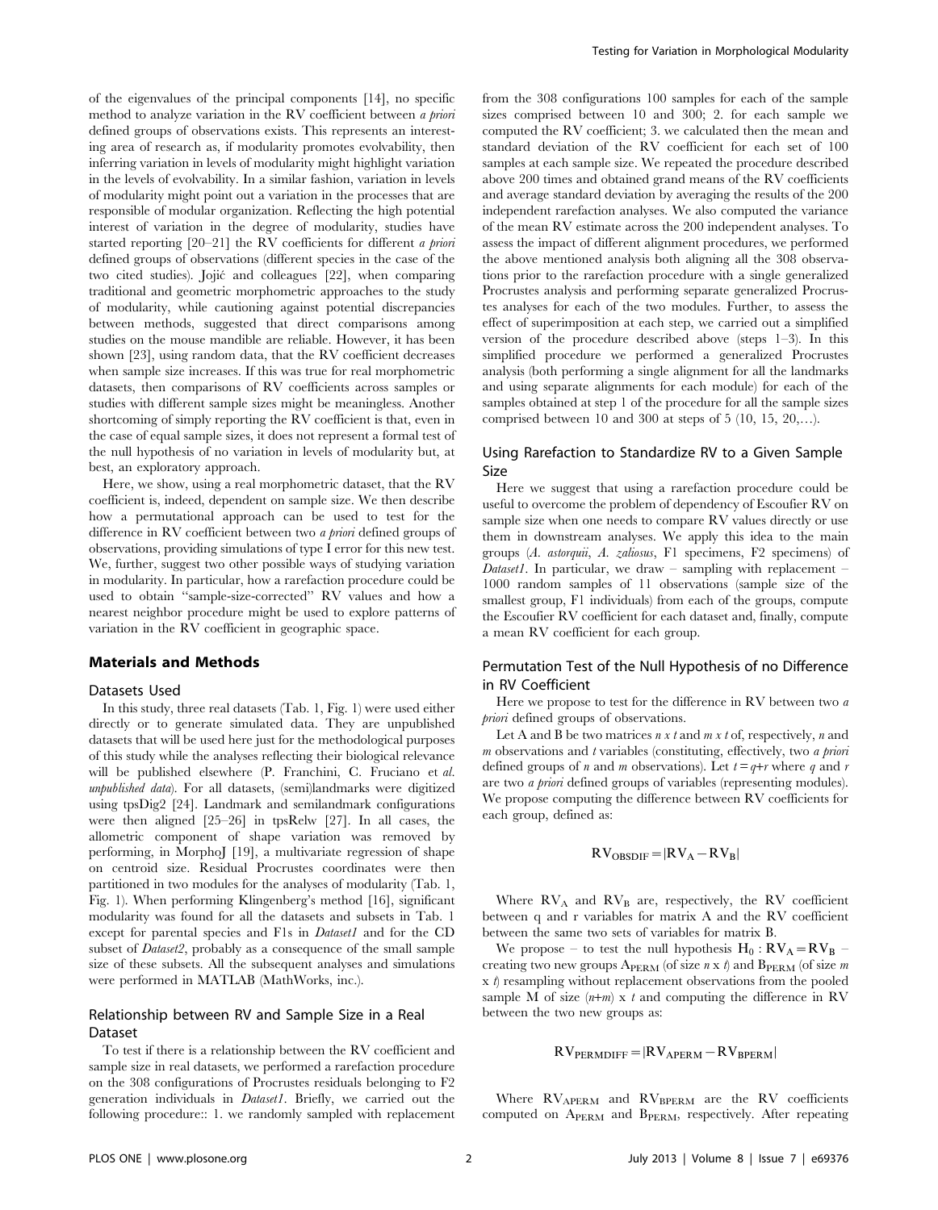of the eigenvalues of the principal components [14], no specific method to analyze variation in the RV coefficient between *a priori* defined groups of observations exists. This represents an interesting area of research as, if modularity promotes evolvability, then inferring variation in levels of modularity might highlight variation in the levels of evolvability. In a similar fashion, variation in levels of modularity might point out a variation in the processes that are responsible of modular organization. Reflecting the high potential interest of variation in the degree of modularity, studies have started reporting [20–21] the RV coefficients for different *a priori* defined groups of observations (different species in the case of the two cited studies). Jojić and colleagues [22], when comparing traditional and geometric morphometric approaches to the study of modularity, while cautioning against potential discrepancies between methods, suggested that direct comparisons among studies on the mouse mandible are reliable. However, it has been shown [23], using random data, that the RV coefficient decreases when sample size increases. If this was true for real morphometric datasets, then comparisons of RV coefficients across samples or studies with different sample sizes might be meaningless. Another shortcoming of simply reporting the RV coefficient is that, even in the case of equal sample sizes, it does not represent a formal test of the null hypothesis of no variation in levels of modularity but, at best, an exploratory approach.

Here, we show, using a real morphometric dataset, that the RV coefficient is, indeed, dependent on sample size. We then describe how a permutational approach can be used to test for the difference in RV coefficient between two *a priori* defined groups of observations, providing simulations of type I error for this new test. We, further, suggest two other possible ways of studying variation in modularity. In particular, how a rarefaction procedure could be used to obtain "sample-size-corrected" RV values and how a nearest neighbor procedure might be used to explore patterns of variation in the RV coefficient in geographic space.

## Materials and Methods

### Datasets Used

In this study, three real datasets (Tab. 1, Fig. 1) were used either directly or to generate simulated data. They are unpublished datasets that will be used here just for the methodological purposes of this study while the analyses reflecting their biological relevance will be published elsewhere (P. Franchini, C. Fruciano et al. *unpublished data*). For all datasets, (semi)landmarks were digitized using tpsDig2 [24]. Landmark and semilandmark configurations were then aligned [25–26] in tpsRelw [27]. In all cases, the allometric component of shape variation was removed by performing, in MorphoJ [19], a multivariate regression of shape on centroid size. Residual Procrustes coordinates were then partitioned in two modules for the analyses of modularity (Tab. 1, Fig. 1). When performing Klingenberg's method [16], significant modularity was found for all the datasets and subsets in Tab. 1 except for parental species and F1s in *Dataset1* and for the CD subset of *Dataset2*, probably as a consequence of the small sample size of these subsets. All the subsequent analyses and simulations were performed in MATLAB (MathWorks, inc.).

### Relationship between RV and Sample Size in a Real Dataset

To test if there is a relationship between the RV coefficient and sample size in real datasets, we performed a rarefaction procedure on the 308 configurations of Procrustes residuals belonging to F2 generation individuals in *Dataset1*. Briefly, we carried out the following procedure:: 1. we randomly sampled with replacement from the 308 configurations 100 samples for each of the sample sizes comprised between 10 and 300; 2. for each sample we computed the RV coefficient; 3. we calculated then the mean and standard deviation of the RV coefficient for each set of 100 samples at each sample size. We repeated the procedure described above 200 times and obtained grand means of the RV coefficients and average standard deviation by averaging the results of the 200 independent rarefaction analyses. We also computed the variance of the mean RV estimate across the 200 independent analyses. To assess the impact of different alignment procedures, we performed the above mentioned analysis both aligning all the 308 observations prior to the rarefaction procedure with a single generalized Procrustes analysis and performing separate generalized Procrustes analyses for each of the two modules. Further, to assess the effect of superimposition at each step, we carried out a simplified version of the procedure described above (steps 1–3). In this simplified procedure we performed a generalized Procrustes analysis (both performing a single alignment for all the landmarks and using separate alignments for each module) for each of the samples obtained at step 1 of the procedure for all the sample sizes comprised between 10 and 300 at steps of 5 (10, 15, 20,…).

### Using Rarefaction to Standardize RV to a Given Sample Size

Here we suggest that using a rarefaction procedure could be useful to overcome the problem of dependency of Escoufier RV on sample size when one needs to compare RV values directly or use them in downstream analyses. We apply this idea to the main groups (*A. astorquii*, *A. zaliosus*, F1 specimens, F2 specimens) of *Dataset1*. In particular, we draw – sampling with replacement – 1000 random samples of 11 observations (sample size of the smallest group, F1 individuals) from each of the groups, compute the Escoufier RV coefficient for each dataset and, finally, compute a mean RV coefficient for each group.

### Permutation Test of the Null Hypothesis of no Difference in RV Coefficient

Here we propose to test for the difference in RV between two *a priori* defined groups of observations.

Let A and B be two matrices $n \times t$ and $m \times t$ of, respectively, $n$ and $m$ observations and $t$ variables (constituting, effectively, two *a priori* defined groups of $n$ and $m$ observations). Let $t = q + r$ where $q$ and $r$ are two *a priori* defined groups of variables (representing modules). We propose computing the difference between RV coefficients for each group, defined as:

$$RV_{OBSDIF} = |RV_A - RV_B|$$

Where $RV_A$ and $RV_B$ are, respectively, the RV coefficient between q and r variables for matrix A and the RV coefficient between the same two sets of variables for matrix B.

We propose – to test the null hypothesis $H_0 : RV_A = RV_B$ – creating two new groups $A_{PERM}$ (of size $n \times t$) and $B_{PERM}$ (of size $m \times t$) resampling without replacement observations from the pooled sample M of size $(n+m) \times t$ and computing the difference in RV between the two new groups as:

$$RV_{PERMDIFF} = |RV_{APERM} - RV_{BPERM}|$$

Where $RV_{APERM}$ and $RV_{BPERM}$ are the RV coefficients computed on $A_{PERM}$ and $B_{PERM}$, respectively. After repeating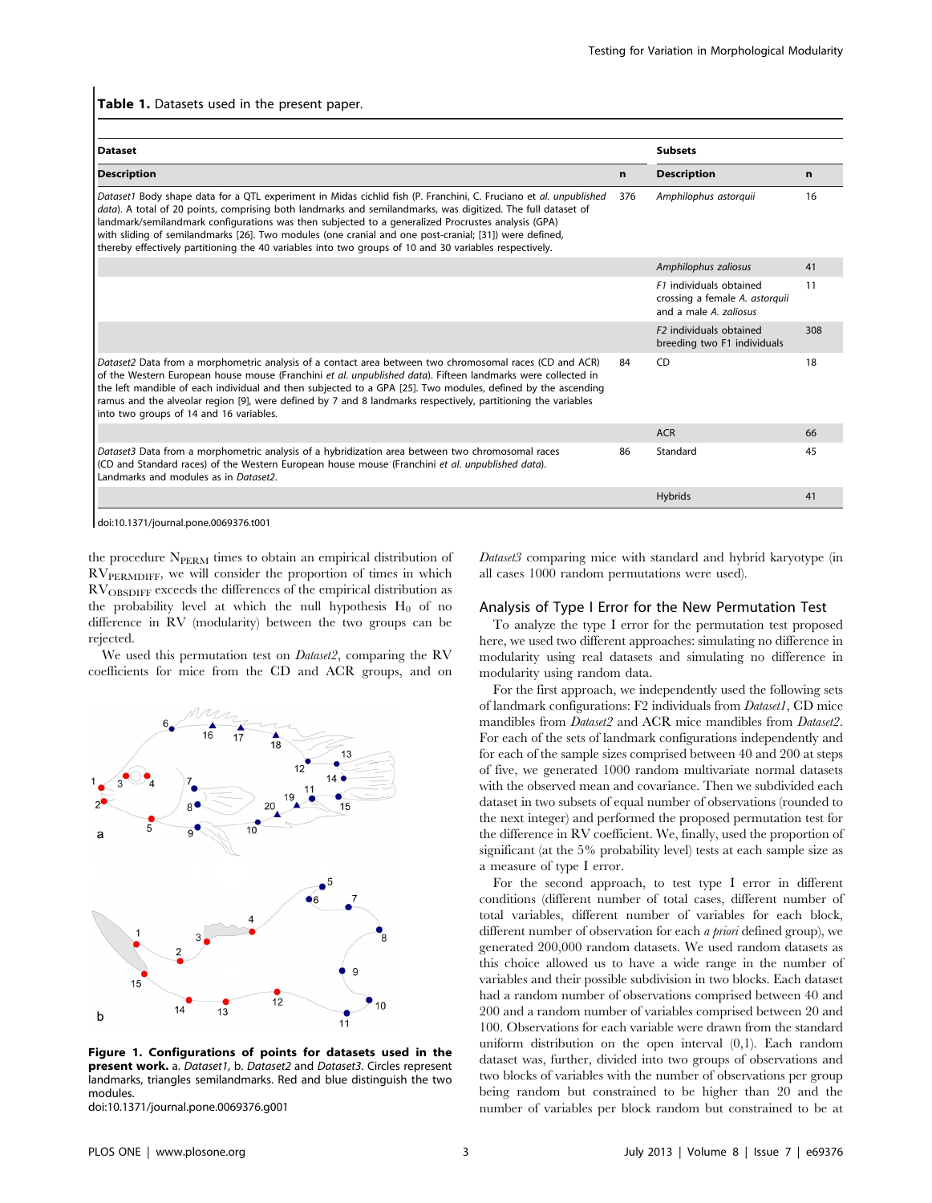**Table 1.** Datasets used in the present paper.

| Dataset | | Subsets | |
|---|---|---|---|
| **Description** | **n** | **Description** | **n** |
| *Dataset1* Body shape data for a QTL experiment in Midas cichlid fish (P. Franchini, C. Fruciano et al. *unpublished data*). A total of 20 points, comprising both landmarks and semilandmarks, was digitized. The full dataset of landmark/semilandmark configurations was then subjected to a generalized Procrustes analysis (GPA) with sliding of semilandmarks [26]. Two modules (one cranial and one post-cranial; [31]) were defined, thereby effectively partitioning the 40 variables into two groups of 10 and 30 variables respectively. | 376 | *Amphilophus astorquii* | 16 |
| | | *Amphilophus zaliosus* | 41 |
| | | *F1* individuals obtained crossing a female *A. astorquii* and a male *A. zaliosus* | 11 |
| | | *F2* individuals obtained breeding two F1 individuals | 308 |
| *Dataset2* Data from a morphometric analysis of a contact area between two chromosomal races (CD and ACR) of the Western European house mouse (Franchini *et al. unpublished data*). Fifteen landmarks were collected in the left mandible of each individual and then subjected to a GPA [25]. Two modules, defined by the ascending ramus and the alveolar region [9], were defined by 7 and 8 landmarks respectively, partitioning the variables into two groups of 14 and 16 variables. | 84 | CD | 18 |
| | | ACR | 66 |
| *Dataset3* Data from a morphometric analysis of a hybridization area between two chromosomal races (CD and Standard races) of the Western European house mouse (Franchini *et al. unpublished data*). Landmarks and modules as in *Dataset2*. | 86 | Standard | 45 |
| | | Hybrids | 41 |

doi:10.1371/journal.pone.0069376.t001

the procedure $N_{PERM}$ times to obtain an empirical distribution of $RV_{PERMDIFF}$, we will consider the proportion of times in which $RV_{OBSDIFF}$ exceeds the differences of the empirical distribution as the probability level at which the null hypothesis $H_0$ of no difference in RV (modularity) between the two groups can be rejected.

We used this permutation test on *Dataset2*, comparing the RV coefficients for mice from the CD and ACR groups, and on *Dataset3* comparing mice with standard and hybrid karyotype (in all cases 1000 random permutations were used).

**Figure 1. Configurations of points for datasets used in the present work.** a. *Dataset1*, b. *Dataset2* and *Dataset3*. Circles represent landmarks, triangles semilandmarks. Red and blue distinguish the two modules.
doi:10.1371/journal.pone.0069376.g001

## Analysis of Type I Error for the New Permutation Test

To analyze the type I error for the permutation test proposed here, we used two different approaches: simulating no difference in modularity using real datasets and simulating no difference in modularity using random data.

For the first approach, we independently used the following sets of landmark configurations: F2 individuals from *Dataset1*, CD mice mandibles from *Dataset2* and ACR mice mandibles from *Dataset2*. For each of the sets of landmark configurations independently and for each of the sample sizes comprised between 40 and 200 at steps of five, we generated 1000 random multivariate normal datasets with the observed mean and covariance. Then we subdivided each dataset in two subsets of equal number of observations (rounded to the next integer) and performed the proposed permutation test for the difference in RV coefficient. We, finally, used the proportion of significant (at the 5% probability level) tests at each sample size as a measure of type I error.

For the second approach, to test type I error in different conditions (different number of total cases, different number of total variables, different number of variables for each block, different number of observation for each *a priori* defined group), we generated 200,000 random datasets. We used random datasets as this choice allowed us to have a wide range in the number of variables and their possible subdivision in two blocks. Each random dataset had a random number of observations comprised between 40 and 200 and a random number of variables comprised between 20 and 100. Observations for each variable were drawn from the standard uniform distribution on the open interval (0,1). Each random dataset was, further, divided into two groups of observations and two blocks of variables with the number of observations per group being random but constrained to be higher than 20 and the number of variables per block random but constrained to be at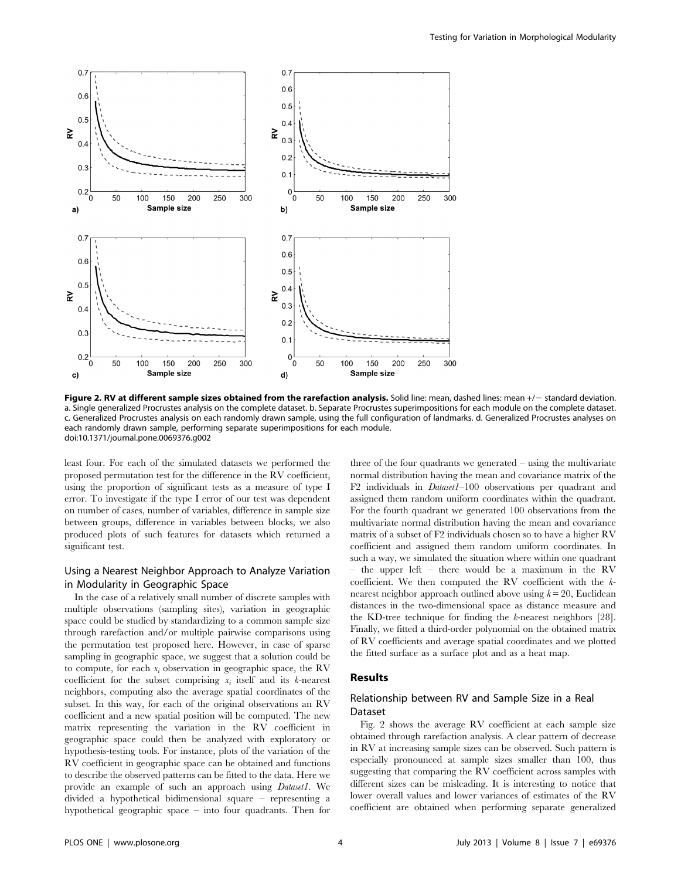Figure 2. RV at different sample sizes obtained from the rarefaction analysis. Solid line: mean, dashed lines: mean +/− standard deviation. a. Single generalized Procrustes analysis on the complete dataset. b. Separate Procrustes superimpositions for each module on the complete dataset. c. Generalized Procrustes analysis on each randomly drawn sample, using the full configuration of landmarks. d. Generalized Procrustes analyses on each randomly drawn sample, performing separate superimpositions for each module.
doi:10.1371/journal.pone.0069376.g002

least four. For each of the simulated datasets we performed the proposed permutation test for the difference in the RV coefficient, using the proportion of significant tests as a measure of type I error. To investigate if the type I error of our test was dependent on number of cases, number of variables, difference in sample size between groups, difference in variables between blocks, we also produced plots of such features for datasets which returned a significant test.

### Using a Nearest Neighbor Approach to Analyze Variation in Modularity in Geographic Space

In the case of a relatively small number of discrete samples with multiple observations (sampling sites), variation in geographic space could be studied by standardizing to a common sample size through rarefaction and/or multiple pairwise comparisons using the permutation test proposed here. However, in case of sparse sampling in geographic space, we suggest that a solution could be to compute, for each $x_i$ observation in geographic space, the RV coefficient for the subset comprising $x_i$ itself and its $k$-nearest neighbors, computing also the average spatial coordinates of the subset. In this way, for each of the original observations an RV coefficient and a new spatial position will be computed. The new matrix representing the variation in the RV coefficient in geographic space could then be analyzed with exploratory or hypothesis-testing tools. For instance, plots of the variation of the RV coefficient in geographic space can be obtained and functions to describe the observed patterns can be fitted to the data. Here we provide an example of such an approach using *Dataset1*. We divided a hypothetical bidimensional square – representing a hypothetical geographic space – into four quadrants. Then for three of the four quadrants we generated – using the multivariate normal distribution having the mean and covariance matrix of the F2 individuals in *Dataset1*–100 observations per quadrant and assigned them random uniform coordinates within the quadrant. For the fourth quadrant we generated 100 observations from the multivariate normal distribution having the mean and covariance matrix of a subset of F2 individuals chosen so to have a higher RV coefficient and assigned them random uniform coordinates. In such a way, we simulated the situation where within one quadrant – the upper left – there would be a maximum in the RV coefficient. We then computed the RV coefficient with the $k$-nearest neighbor approach outlined above using $k = 20$, Euclidean distances in the two-dimensional space as distance measure and the KD-tree technique for finding the $k$-nearest neighbors [28]. Finally, we fitted a third-order polynomial on the obtained matrix of RV coefficients and average spatial coordinates and we plotted the fitted surface as a surface plot and as a heat map.

## Results

### Relationship between RV and Sample Size in a Real Dataset

Fig. 2 shows the average RV coefficient at each sample size obtained through rarefaction analysis. A clear pattern of decrease in RV at increasing sample sizes can be observed. Such pattern is especially pronounced at sample sizes smaller than 100, thus suggesting that comparing the RV coefficient across samples with different sizes can be misleading. It is interesting to notice that lower overall values and lower variances of estimates of the RV coefficient are obtained when performing separate generalized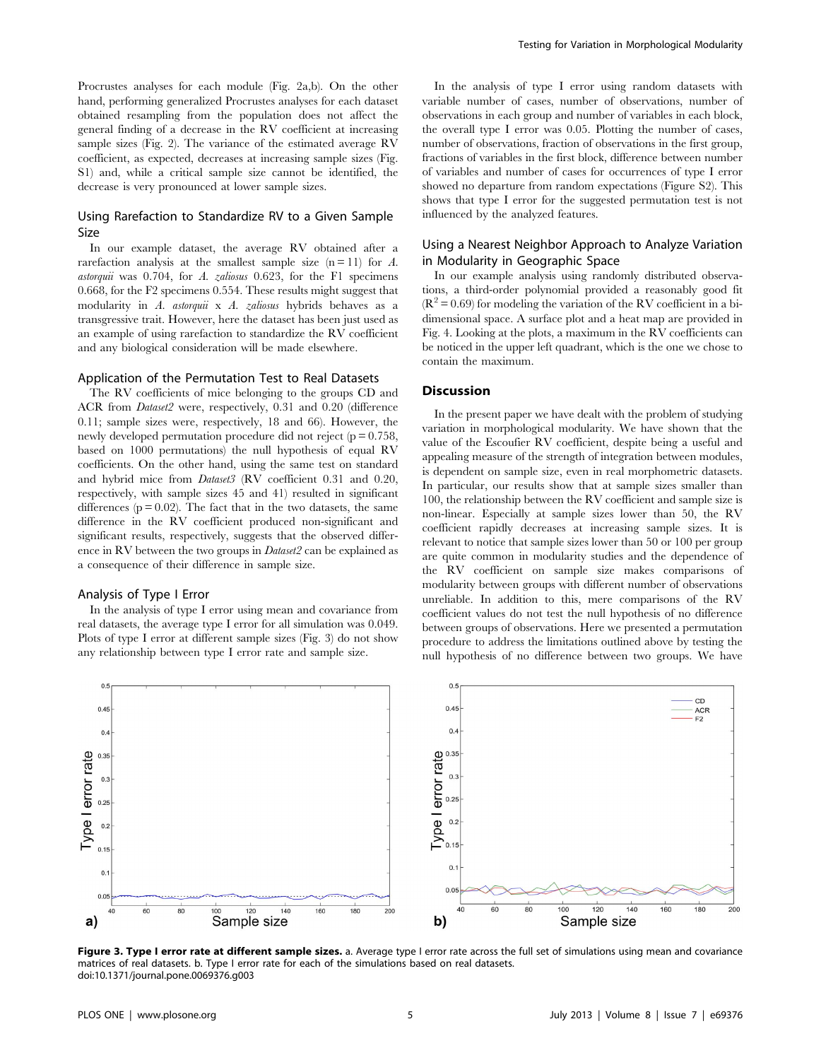Procrustes analyses for each module (Fig. 2a,b). On the other hand, performing generalized Procrustes analyses for each dataset obtained resampling from the population does not affect the general finding of a decrease in the RV coefficient at increasing sample sizes (Fig. 2). The variance of the estimated average RV coefficient, as expected, decreases at increasing sample sizes (Fig. S1) and, while a critical sample size cannot be identified, the decrease is very pronounced at lower sample sizes.

### Using Rarefaction to Standardize RV to a Given Sample Size

In our example dataset, the average RV obtained after a rarefaction analysis at the smallest sample size ($n = 11$) for *A. astorquii* was 0.704, for *A. zaliosus* 0.623, for the F1 specimens 0.668, for the F2 specimens 0.554. These results might suggest that modularity in *A. astorquii* x *A. zaliosus* hybrids behaves as a transgressive trait. However, here the dataset has been just used as an example of using rarefaction to standardize the RV coefficient and any biological consideration will be made elsewhere.

### Application of the Permutation Test to Real Datasets

The RV coefficients of mice belonging to the groups CD and ACR from *Dataset2* were, respectively, 0.31 and 0.20 (difference 0.11; sample sizes were, respectively, 18 and 66). However, the newly developed permutation procedure did not reject ($p = 0.758$, based on 1000 permutations) the null hypothesis of equal RV coefficients. On the other hand, using the same test on standard and hybrid mice from *Dataset3* (RV coefficient 0.31 and 0.20, respectively, with sample sizes 45 and 41) resulted in significant differences ($p = 0.02$). The fact that in the two datasets, the same difference in the RV coefficient produced non-significant and significant results, respectively, suggests that the observed difference in RV between the two groups in *Dataset2* can be explained as a consequence of their difference in sample size.

### Analysis of Type I Error

In the analysis of type I error using mean and covariance from real datasets, the average type I error for all simulation was 0.049. Plots of type I error at different sample sizes (Fig. 3) do not show any relationship between type I error rate and sample size.

In the analysis of type I error using random datasets with variable number of cases, number of observations, number of observations in each group and number of variables in each block, the overall type I error was 0.05. Plotting the number of cases, number of observations, fraction of observations in the first group, fractions of variables in the first block, difference between number of variables and number of cases for occurrences of type I error showed no departure from random expectations (Figure S2). This shows that type I error for the suggested permutation test is not influenced by the analyzed features.

### Using a Nearest Neighbor Approach to Analyze Variation in Modularity in Geographic Space

In our example analysis using randomly distributed observations, a third-order polynomial provided a reasonably good fit ($R^2 = 0.69$) for modeling the variation of the RV coefficient in a bi-dimensional space. A surface plot and a heat map are provided in Fig. 4. Looking at the plots, a maximum in the RV coefficients can be noticed in the upper left quadrant, which is the one we chose to contain the maximum.

## Discussion

In the present paper we have dealt with the problem of studying variation in morphological modularity. We have shown that the value of the Escoufier RV coefficient, despite being a useful and appealing measure of the strength of integration between modules, is dependent on sample size, even in real morphometric datasets. In particular, our results show that at sample sizes smaller than 100, the relationship between the RV coefficient and sample size is non-linear. Especially at sample sizes lower than 50, the RV coefficient rapidly decreases at increasing sample sizes. It is relevant to notice that sample sizes lower than 50 or 100 per group are quite common in modularity studies and the dependence of the RV coefficient on sample size makes comparisons of modularity between groups with different number of observations unreliable. In addition to this, mere comparisons of the RV coefficient values do not test the null hypothesis of no difference between groups of observations. Here we presented a permutation procedure to address the limitations outlined above by testing the null hypothesis of no difference between two groups. We have

**Figure 3. Type I error rate at different sample sizes.** a. Average type I error rate across the full set of simulations using mean and covariance matrices of real datasets. b. Type I error rate for each of the simulations based on real datasets.
doi:10.1371/journal.pone.0069376.g003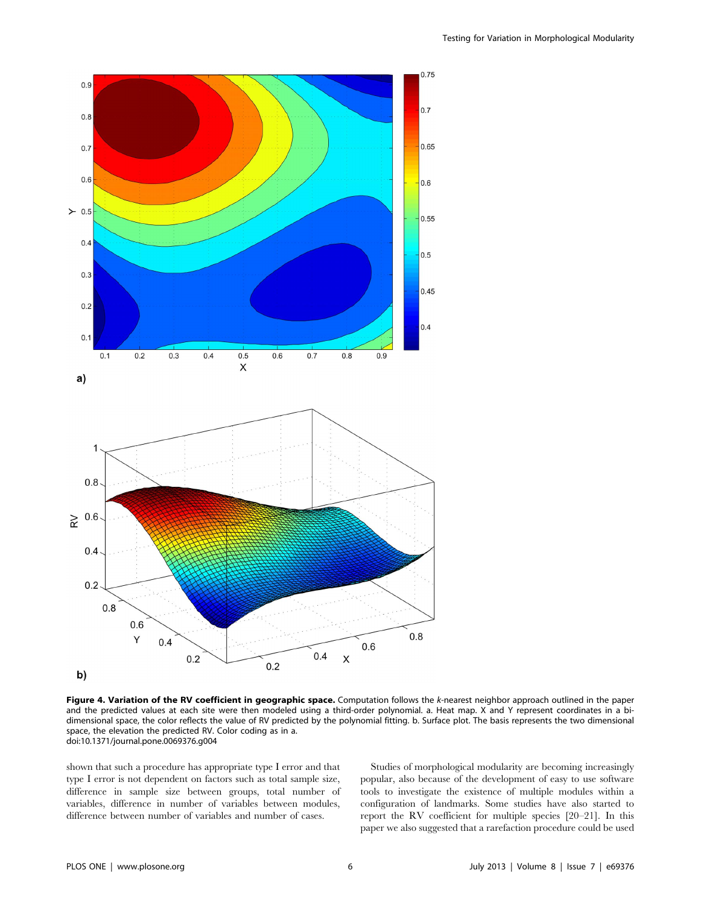**Figure 4. Variation of the RV coefficient in geographic space.** Computation follows the *k*-nearest neighbor approach outlined in the paper and the predicted values at each site were then modeled using a third-order polynomial. a. Heat map. X and Y represent coordinates in a bi-dimensional space, the color reflects the value of RV predicted by the polynomial fitting. b. Surface plot. The basis represents the two dimensional space, the elevation the predicted RV. Color coding as in a.
doi:10.1371/journal.pone.0069376.g004

shown that such a procedure has appropriate type I error and that type I error is not dependent on factors such as total sample size, difference in sample size between groups, total number of variables, difference in number of variables between modules, difference between number of variables and number of cases.

Studies of morphological modularity are becoming increasingly popular, also because of the development of easy to use software tools to investigate the existence of multiple modules within a configuration of landmarks. Some studies have also started to report the RV coefficient for multiple species [20–21]. In this paper we also suggested that a rarefaction procedure could be used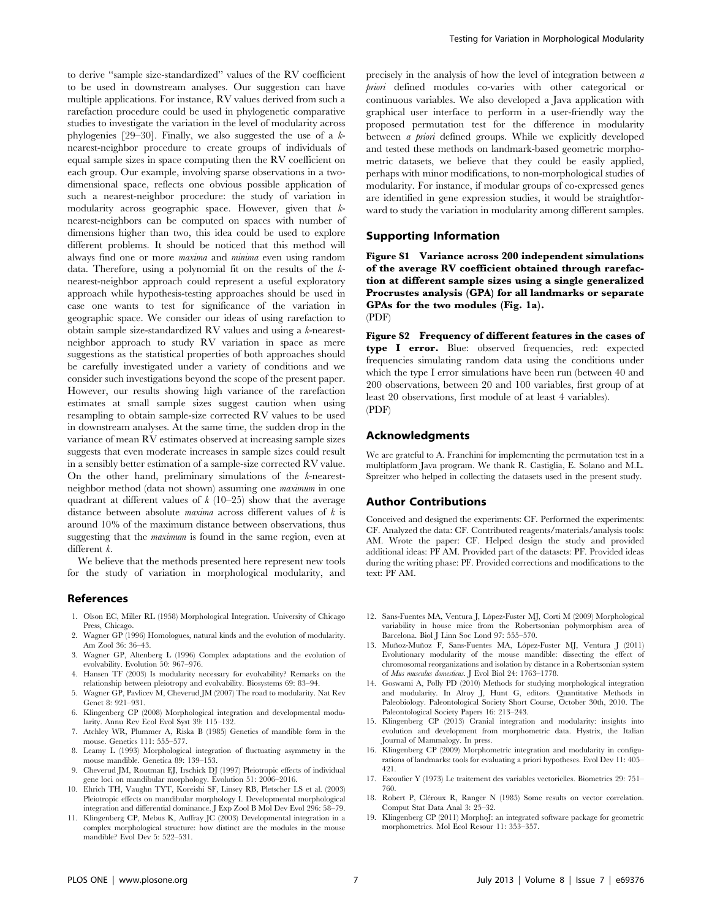to derive "sample size-standardized" values of the RV coefficient to be used in downstream analyses. Our suggestion can have multiple applications. For instance, RV values derived from such a rarefaction procedure could be used in phylogenetic comparative studies to investigate the variation in the level of modularity across phylogenies [29–30]. Finally, we also suggested the use of a *k*-nearest-neighbor procedure to create groups of individuals of equal sample sizes in space computing then the RV coefficient on each group. Our example, involving sparse observations in a two-dimensional space, reflects one obvious possible application of such a nearest-neighbor procedure: the study of variation in modularity across geographic space. However, given that *k*-nearest-neighbors can be computed on spaces with number of dimensions higher than two, this idea could be used to explore different problems. It should be noticed that this method will always find one or more *maxima* and *minima* even using random data. Therefore, using a polynomial fit on the results of the *k*-nearest-neighbor approach could represent a useful exploratory approach while hypothesis-testing approaches should be used in case one wants to test for significance of the variation in geographic space. We consider our ideas of using rarefaction to obtain sample size-standardized RV values and using a *k*-nearest-neighbor approach to study RV variation in space as mere suggestions as the statistical properties of both approaches should be carefully investigated under a variety of conditions and we consider such investigations beyond the scope of the present paper. However, our results showing high variance of the rarefaction estimates at small sample sizes suggest caution when using resampling to obtain sample-size corrected RV values to be used in downstream analyses. At the same time, the sudden drop in the variance of mean RV estimates observed at increasing sample sizes suggests that even moderate increases in sample sizes could result in a sensibly better estimation of a sample-size corrected RV value. On the other hand, preliminary simulations of the *k*-nearest-neighbor method (data not shown) assuming one *maximum* in one quadrant at different values of *k* (10–25) show that the average distance between absolute *maxima* across different values of *k* is around 10% of the maximum distance between observations, thus suggesting that the *maximum* is found in the same region, even at different *k*.

We believe that the methods presented here represent new tools for the study of variation in morphological modularity, and precisely in the analysis of how the level of integration between *a priori* defined modules co-varies with other categorical or continuous variables. We also developed a Java application with graphical user interface to perform in a user-friendly way the proposed permutation test for the difference in modularity between *a priori* defined groups. While we explicitly developed and tested these methods on landmark-based geometric morphometric datasets, we believe that they could be easily applied, perhaps with minor modifications, to non-morphological studies of modularity. For instance, if modular groups of co-expressed genes are identified in gene expression studies, it would be straightforward to study the variation in modularity among different samples.

## Supporting Information

**Figure S1 Variance across 200 independent simulations of the average RV coefficient obtained through rarefaction at different sample sizes using a single generalized Procrustes analysis (GPA) for all landmarks or separate GPAs for the two modules (Fig. 1a).**
(PDF)

**Figure S2 Frequency of different features in the cases of type I error.** Blue: observed frequencies, red: expected frequencies simulating random data using the conditions under which the type I error simulations have been run (between 40 and 200 observations, between 20 and 100 variables, first group of at least 20 observations, first module of at least 4 variables).
(PDF)

## Acknowledgments

We are grateful to A. Franchini for implementing the permutation test in a multiplatform Java program. We thank R. Castiglia, E. Solano and M.L. Spreitzer who helped in collecting the datasets used in the present study.

## Author Contributions

Conceived and designed the experiments: CF. Performed the experiments: CF. Analyzed the data: CF. Contributed reagents/materials/analysis tools: AM. Wrote the paper: CF. Helped design the study and provided additional ideas: PF AM. Provided part of the datasets: PF. Provided ideas during the writing phase: PF. Provided corrections and modifications to the text: PF AM.

## References

1. Olson EC, Miller RL (1958) Morphological Integration. University of Chicago Press, Chicago.
2. Wagner GP (1996) Homologues, natural kinds and the evolution of modularity. Am Zool 36: 36–43.
3. Wagner GP, Altenberg L (1996) Complex adaptations and the evolution of evolvability. Evolution 50: 967–976.
4. Hansen TF (2003) Is modularity necessary for evolvability? Remarks on the relationship between pleiotropy and evolvability. Biosystems 69: 83–94.
5. Wagner GP, Pavlicev M, Cheverud JM (2007) The road to modularity. Nat Rev Genet 8: 921–931.
6. Klingenberg CP (2008) Morphological integration and developmental modularity. Annu Rev Ecol Evol Syst 39: 115–132.
7. Atchley WR, Plummer A, Riska B (1985) Genetics of mandible form in the mouse. Genetics 111: 555–577.
8. Leamy L (1993) Morphological integration of fluctuating asymmetry in the mouse mandible. Genetica 89: 139–153.
9. Cheverud JM, Routman EJ, Irschick DJ (1997) Pleiotropic effects of individual gene loci on mandibular morphology. Evolution 51: 2006–2016.
10. Ehrich TH, Vaughn TYT, Koreishi SF, Linsey RB, Pletscher LS et al. (2003) Pleiotropic effects on mandibular morphology I. Developmental morphological integration and differential dominance. J Exp Zool B Mol Dev Evol 296: 58–79.
11. Klingenberg CP, Mebus K, Auffray JC (2003) Developmental integration in a complex morphological structure: how distinct are the modules in the mouse mandible? Evol Dev 5: 522–531.
12. Sans-Fuentes MA, Ventura J, López-Fuster MJ, Corti M (2009) Morphological variability in house mice from the Robertsonian polymorphism area of Barcelona. Biol J Linn Soc Lond 97: 555–570.
13. Muñoz-Muñoz F, Sans-Fuentes MA, López-Fuster MJ, Ventura J (2011) Evolutionary modularity of the mouse mandible: dissecting the effect of chromosomal reorganizations and isolation by distance in a Robertsonian system of *Mus musculus domesticus*. J Evol Biol 24: 1763–1778.
14. Goswami A, Polly PD (2010) Methods for studying morphological integration and modularity. In Alroy J, Hunt G, editors. Quantitative Methods in Paleobiology. Paleontological Society Short Course, October 30th, 2010. The Paleontological Society Papers 16: 213–243.
15. Klingenberg CP (2013) Cranial integration and modularity: insights into evolution and development from morphometric data. Hystrix, the Italian Journal of Mammalogy. In press.
16. Klingenberg CP (2009) Morphometric integration and modularity in configurations of landmarks: tools for evaluating a priori hypotheses. Evol Dev 11: 405–421.
17. Escoufier Y (1973) Le traitement des variables vectorielles. Biometrics 29: 751–760.
18. Robert P, Cléroux R, Ranger N (1985) Some results on vector correlation. Comput Stat Data Anal 3: 25–32.
19. Klingenberg CP (2011) MorphoJ: an integrated software package for geometric morphometrics. Mol Ecol Resour 11: 353–357.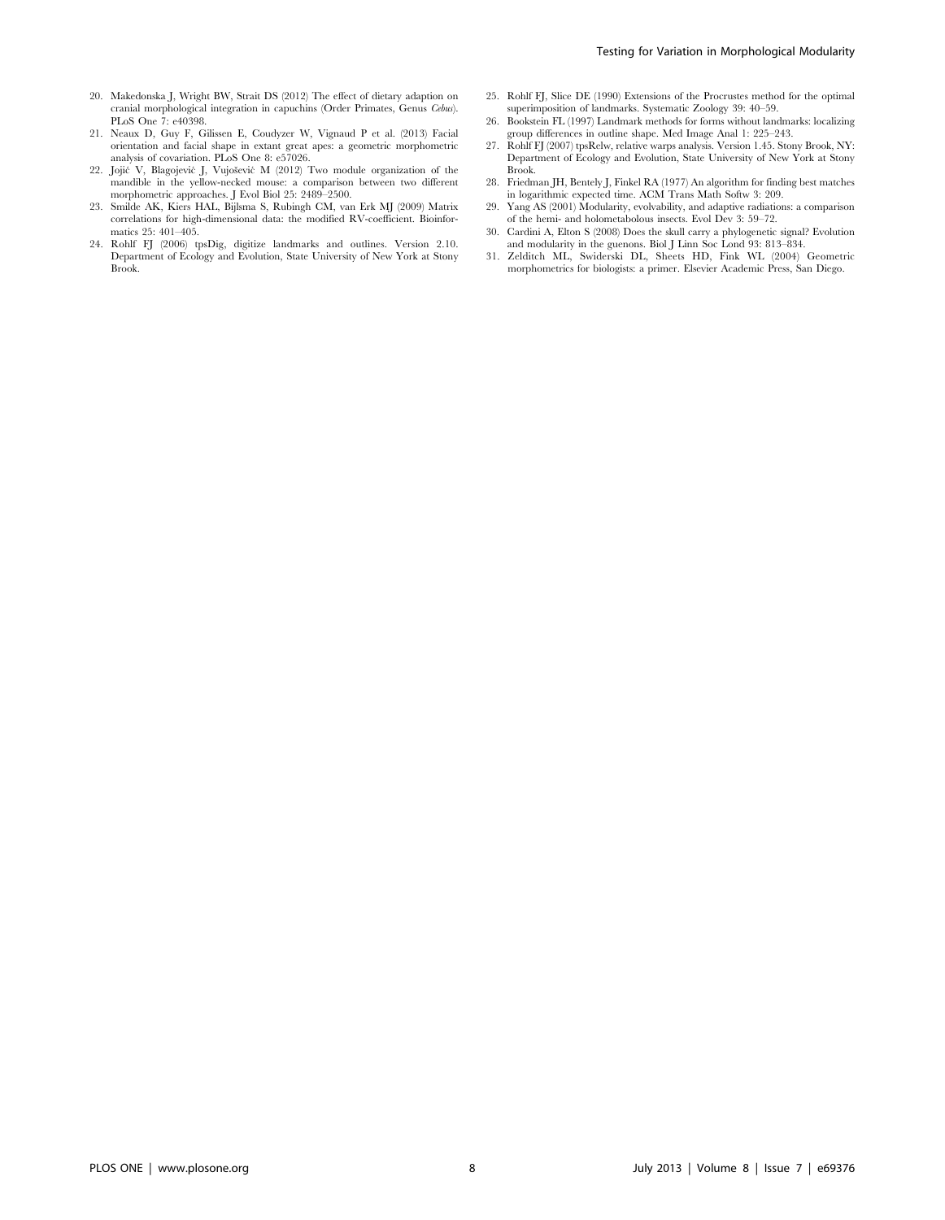20. Makedonska J, Wright BW, Strait DS (2012) The effect of dietary adaption on cranial morphological integration in capuchins (Order Primates, Genus *Cebus*). PLoS One 7: e40398.
21. Neaux D, Guy F, Gilissen E, Coudyzer W, Vignaud P et al. (2013) Facial orientation and facial shape in extant great apes: a geometric morphometric analysis of covariation. PLoS One 8: e57026.
22. Jojić V, Blagojević J, Vujošević M (2012) Two module organization of the mandible in the yellow-necked mouse: a comparison between two different morphometric approaches. J Evol Biol 25: 2489–2500.
23. Smilde AK, Kiers HAL, Bijlsma S, Rubingh CM, van Erk MJ (2009) Matrix correlations for high-dimensional data: the modified RV-coefficient. Bioinformatics 25: 401–405.
24. Rohlf FJ (2006) tpsDig, digitize landmarks and outlines. Version 2.10. Department of Ecology and Evolution, State University of New York at Stony Brook.
25. Rohlf FJ, Slice DE (1990) Extensions of the Procrustes method for the optimal superimposition of landmarks. Systematic Zoology 39: 40–59.
26. Bookstein FL (1997) Landmark methods for forms without landmarks: localizing group differences in outline shape. Med Image Anal 1: 225–243.
27. Rohlf FJ (2007) tpsRelw, relative warps analysis. Version 1.45. Stony Brook, NY: Department of Ecology and Evolution, State University of New York at Stony Brook.
28. Friedman JH, Bentely J, Finkel RA (1977) An algorithm for finding best matches in logarithmic expected time. ACM Trans Math Softw 3: 209.
29. Yang AS (2001) Modularity, evolvability, and adaptive radiations: a comparison of the hemi- and holometabolous insects. Evol Dev 3: 59–72.
30. Cardini A, Elton S (2008) Does the skull carry a phylogenetic signal? Evolution and modularity in the guenons. Biol J Linn Soc Lond 93: 813–834.
31. Zelditch ML, Swiderski DL, Sheets HD, Fink WL (2004) Geometric morphometrics for biologists: a primer. Elsevier Academic Press, San Diego.